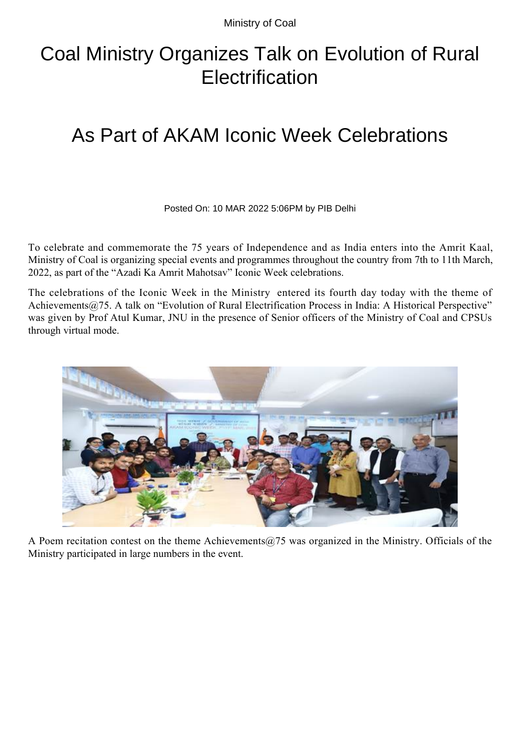Ministry of Coal

# Coal Ministry Organizes Talk on Evolution of Rural Electrification

# As Part of AKAM Iconic Week Celebrations

Posted On: 10 MAR 2022 5:06PM by PIB Delhi

To celebrate and commemorate the 75 years of Independence and as India enters into the Amrit Kaal, Ministry of Coal is organizing special events and programmes throughout the country from 7th to 11th March, 2022, as part of the "Azadi Ka Amrit Mahotsav" Iconic Week celebrations.

The celebrations of the Iconic Week in the Ministry entered its fourth day today with the theme of Achievements@75. A talk on "Evolution of Rural Electrification Process in India: A Historical Perspective" was given by Prof Atul Kumar, JNU in the presence of Senior officers of the Ministry of Coal and CPSUs through virtual mode.

A Poem recitation contest on the theme Achievements@75 was organized in the Ministry. Officials of the Ministry participated in large numbers in the event.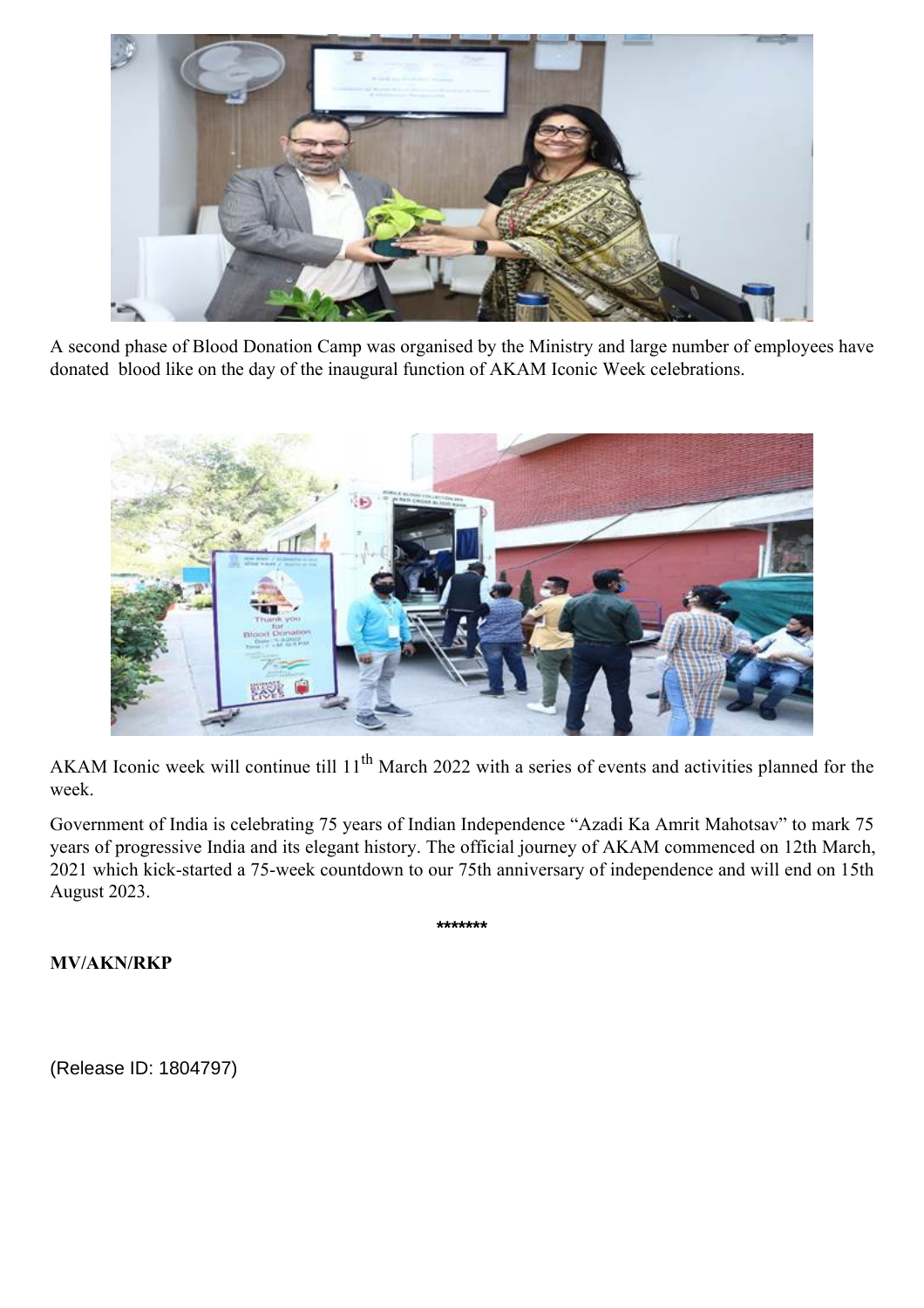A second phase of Blood Donation Camp was organised by the Ministry and large number of employees have donated  blood like on the day of the inaugural function of AKAM Iconic Week celebrations.

AKAM Iconic week will continue till 11th March 2022 with a series of events and activities planned for the week.

Government of India is celebrating 75 years of Indian Independence "Azadi Ka Amrit Mahotsav" to mark 75 years of progressive India and its elegant history. The official journey of AKAM commenced on 12th March, 2021 which kick-started a 75-week countdown to our 75th anniversary of independence and will end on 15th August 2023.

*******

**MV/AKN/RKP**

(Release ID: 1804797)